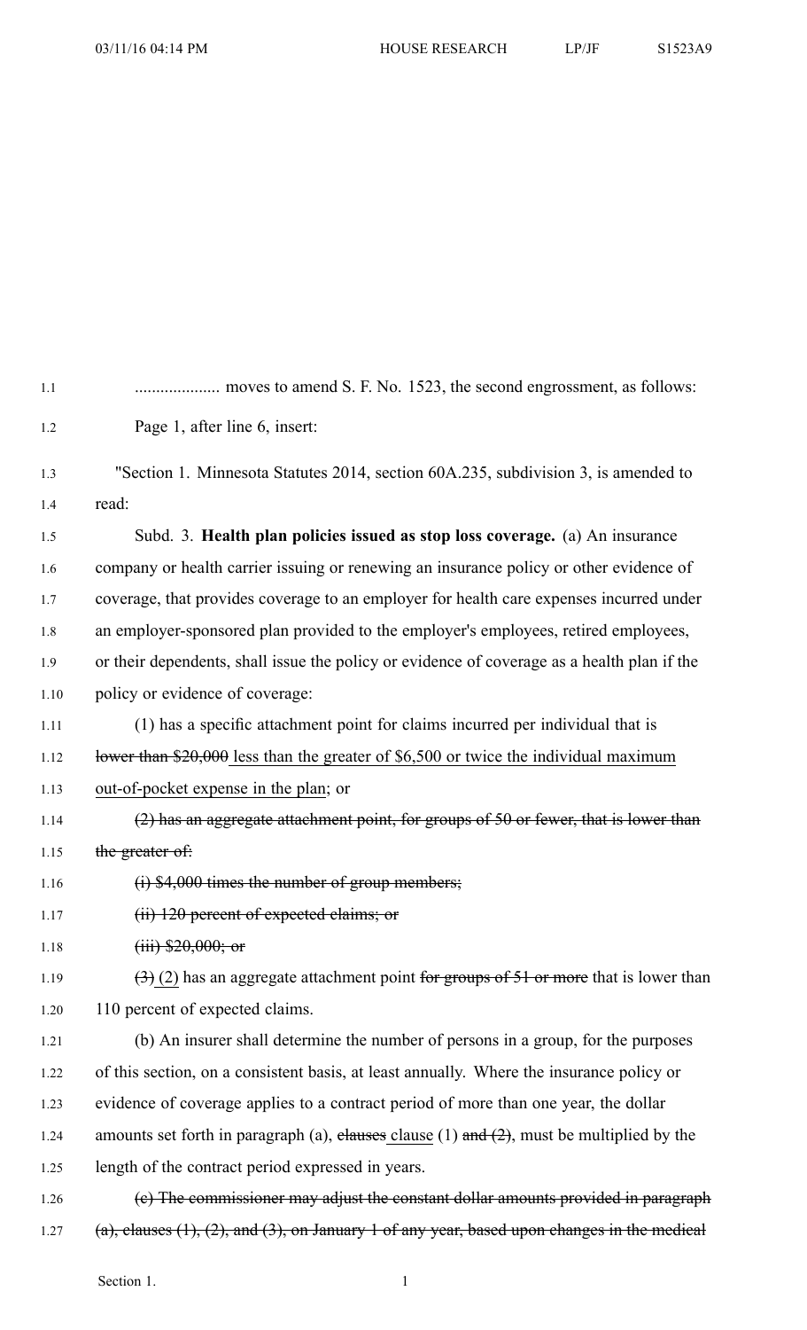.................... moves to amend S. F. No. 1523, the second engrossment, as follows:

Page 1, after line 6, insert:

"Section 1. Minnesota Statutes 2014, section 60A.235, subdivision 3, is amended to read:

Subd. 3. **Health plan policies issued as stop loss coverage.** (a) An insurance company or health carrier issuing or renewing an insurance policy or other evidence of coverage, that provides coverage to an employer for health care expenses incurred under an employer-sponsored plan provided to the employer's employees, retired employees, or their dependents, shall issue the policy or evidence of coverage as a health plan if the policy or evidence of coverage:

(1) has a specific attachment point for claims incurred per individual that is ~~lower than $20,000~~ less than the greater of $6,500 or twice the individual maximum out-of-pocket expense in the plan; or

~~(2) has an aggregate attachment point, for groups of 50 or fewer, that is lower than the greater of:~~

~~(i) $4,000 times the number of group members;~~

~~(ii) 120 percent of expected claims; or~~

~~(iii) $20,000; or~~

~~(3)~~ (2) has an aggregate attachment point ~~for groups of 51 or more~~ that is lower than 110 percent of expected claims.

(b) An insurer shall determine the number of persons in a group, for the purposes of this section, on a consistent basis, at least annually. Where the insurance policy or evidence of coverage applies to a contract period of more than one year, the dollar amounts set forth in paragraph (a), ~~clauses~~ clause (1) ~~and (2)~~, must be multiplied by the length of the contract period expressed in years.

~~(c) The commissioner may adjust the constant dollar amounts provided in paragraph (a), clauses (1), (2), and (3), on January 1 of any year, based upon changes in the medical~~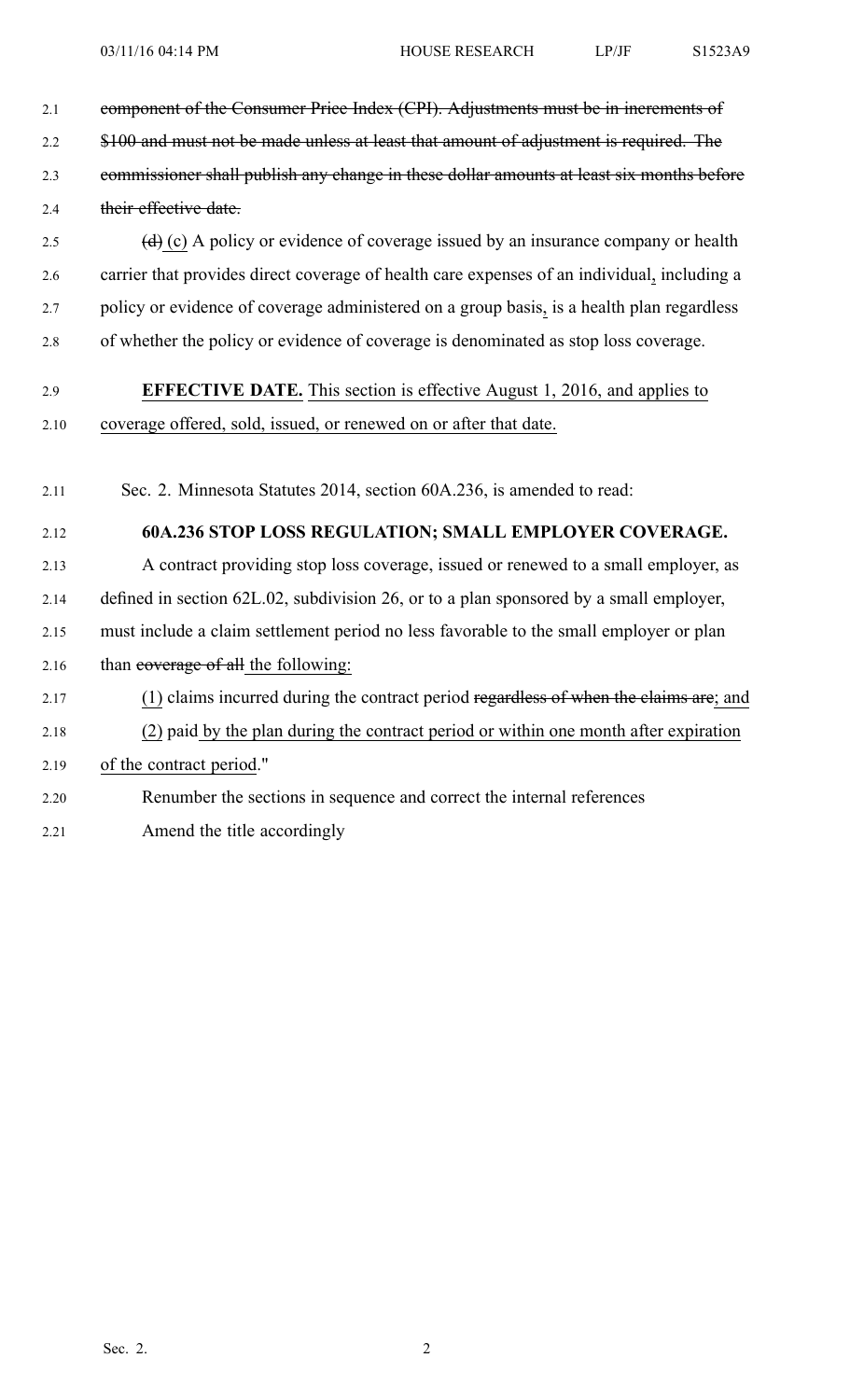~~component of the Consumer Price Index (CPI). Adjustments must be in increments of $100 and must not be made unless at least that amount of adjustment is required. The commissioner shall publish any change in these dollar amounts at least six months before their effective date.~~

~~(d)~~ (c) A policy or evidence of coverage issued by an insurance company or health carrier that provides direct coverage of health care expenses of an individual, including a policy or evidence of coverage administered on a group basis, is a health plan regardless of whether the policy or evidence of coverage is denominated as stop loss coverage.

**EFFECTIVE DATE.** This section is effective August 1, 2016, and applies to coverage offered, sold, issued, or renewed on or after that date.

Sec. 2. Minnesota Statutes 2014, section 60A.236, is amended to read:

**60A.236 STOP LOSS REGULATION; SMALL EMPLOYER COVERAGE.**

A contract providing stop loss coverage, issued or renewed to a small employer, as defined in section 62L.02, subdivision 26, or to a plan sponsored by a small employer, must include a claim settlement period no less favorable to the small employer or plan than ~~coverage of all~~ the following:

(1) claims incurred during the contract period ~~regardless of when the claims are~~; and

(2) paid by the plan during the contract period or within one month after expiration of the contract period."

Renumber the sections in sequence and correct the internal references

Amend the title accordingly